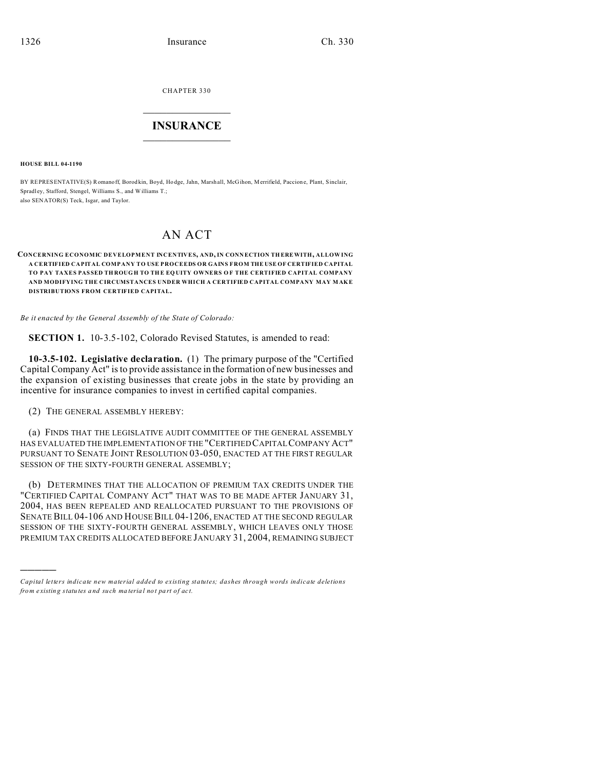CHAPTER 330

# INSURANCE

**HOUSE BILL 04-1190**

BY REPRESENTATIVE(S) Romanoff, Borodkin, Boyd, Hodge, Jahn, Marshall, McGihon, Merrifield, Paccione, Plant, Sinclair, Spradley, Stafford, Stengel, Williams S., and Williams T.;
also SENATOR(S) Teck, Isgar, and Taylor.

# AN ACT

**CONCERNING ECONOMIC DEVELOPMENT INCENTIVES, AND, IN CONNECTION THEREWITH, ALLOWING A CERTIFIED CAPITAL COMPANY TO USE PROCEEDS OR GAINS FROM THE USE OF CERTIFIED CAPITAL TO PAY TAXES PASSED THROUGH TO THE EQUITY OWNERS OF THE CERTIFIED CAPITAL COMPANY AND MODIFYING THE CIRCUMSTANCES UNDER WHICH A CERTIFIED CAPITAL COMPANY MAY MAKE DISTRIBUTIONS FROM CERTIFIED CAPITAL.**

*Be it enacted by the General Assembly of the State of Colorado:*

**SECTION 1.** 10-3.5-102, Colorado Revised Statutes, is amended to read:

**10-3.5-102. Legislative declaration.** (1) The primary purpose of the "Certified Capital Company Act" is to provide assistance in the formation of new businesses and the expansion of existing businesses that create jobs in the state by providing an incentive for insurance companies to invest in certified capital companies.

(2) THE GENERAL ASSEMBLY HEREBY:

(a) FINDS THAT THE LEGISLATIVE AUDIT COMMITTEE OF THE GENERAL ASSEMBLY HAS EVALUATED THE IMPLEMENTATION OF THE "CERTIFIED CAPITAL COMPANY ACT" PURSUANT TO SENATE JOINT RESOLUTION 03-050, ENACTED AT THE FIRST REGULAR SESSION OF THE SIXTY-FOURTH GENERAL ASSEMBLY;

(b) DETERMINES THAT THE ALLOCATION OF PREMIUM TAX CREDITS UNDER THE "CERTIFIED CAPITAL COMPANY ACT" THAT WAS TO BE MADE AFTER JANUARY 31, 2004, HAS BEEN REPEALED AND REALLOCATED PURSUANT TO THE PROVISIONS OF SENATE BILL 04-106 AND HOUSE BILL 04-1206, ENACTED AT THE SECOND REGULAR SESSION OF THE SIXTY-FOURTH GENERAL ASSEMBLY, WHICH LEAVES ONLY THOSE PREMIUM TAX CREDITS ALLOCATED BEFORE JANUARY 31, 2004, REMAINING SUBJECT

---

*Capital letters indicate new material added to existing statutes; dashes through words indicate deletions from existing statutes and such material not part of act.*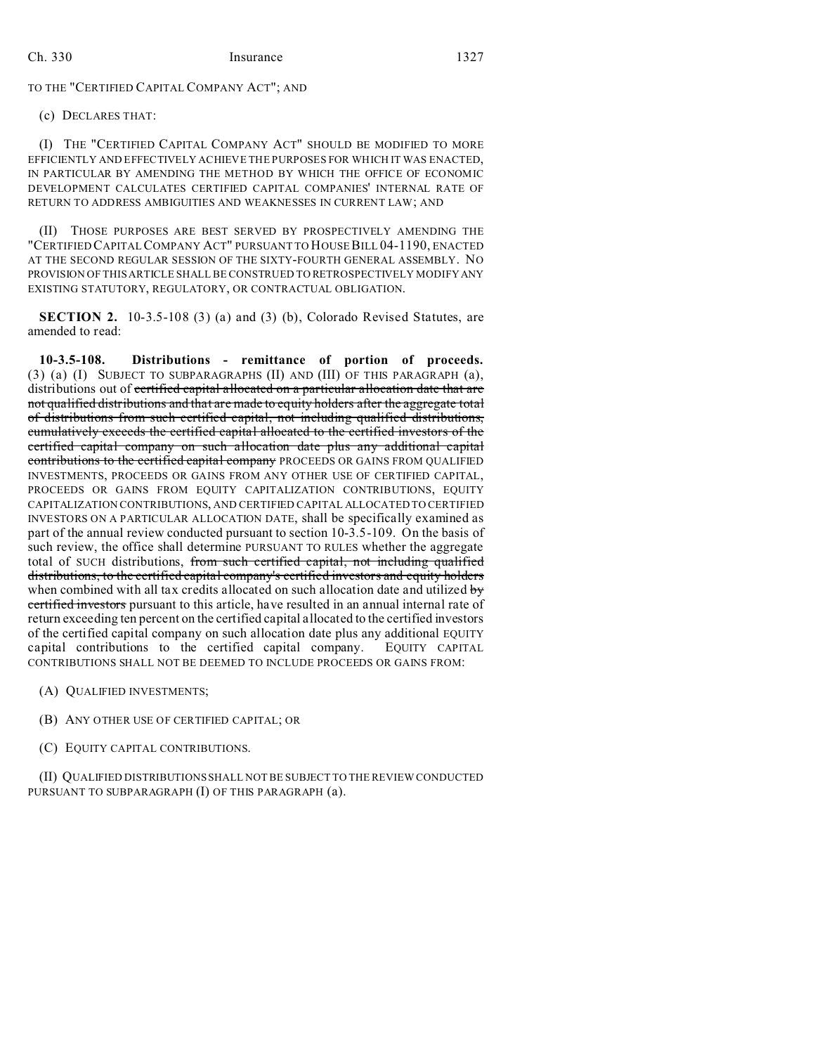TO THE "CERTIFIED CAPITAL COMPANY ACT"; AND

(c) DECLARES THAT:

(I) THE "CERTIFIED CAPITAL COMPANY ACT" SHOULD BE MODIFIED TO MORE EFFICIENTLY AND EFFECTIVELY ACHIEVE THE PURPOSES FOR WHICH IT WAS ENACTED, IN PARTICULAR BY AMENDING THE METHOD BY WHICH THE OFFICE OF ECONOMIC DEVELOPMENT CALCULATES CERTIFIED CAPITAL COMPANIES' INTERNAL RATE OF RETURN TO ADDRESS AMBIGUITIES AND WEAKNESSES IN CURRENT LAW; AND

(II) THOSE PURPOSES ARE BEST SERVED BY PROSPECTIVELY AMENDING THE "CERTIFIED CAPITAL COMPANY ACT" PURSUANT TO HOUSE BILL 04-1190, ENACTED AT THE SECOND REGULAR SESSION OF THE SIXTY-FOURTH GENERAL ASSEMBLY. NO PROVISION OF THIS ARTICLE SHALL BE CONSTRUED TO RETROSPECTIVELY MODIFY ANY EXISTING STATUTORY, REGULATORY, OR CONTRACTUAL OBLIGATION.

**SECTION 2.** 10-3.5-108 (3) (a) and (3) (b), Colorado Revised Statutes, are amended to read:

**10-3.5-108. Distributions - remittance of portion of proceeds.** (3) (a) (I) SUBJECT TO SUBPARAGRAPHS (II) AND (III) OF THIS PARAGRAPH (a), distributions out of ~~certified capital allocated on a particular allocation date that are not qualified distributions and that are made to equity holders after the aggregate total of distributions from such certified capital, not including qualified distributions, cumulatively exceeds the certified capital allocated to the certified investors of the certified capital company on such allocation date plus any additional capital contributions to the certified capital company~~ PROCEEDS OR GAINS FROM QUALIFIED INVESTMENTS, PROCEEDS OR GAINS FROM ANY OTHER USE OF CERTIFIED CAPITAL, PROCEEDS OR GAINS FROM EQUITY CAPITALIZATION CONTRIBUTIONS, EQUITY CAPITALIZATION CONTRIBUTIONS, AND CERTIFIED CAPITAL ALLOCATED TO CERTIFIED INVESTORS ON A PARTICULAR ALLOCATION DATE, shall be specifically examined as part of the annual review conducted pursuant to section 10-3.5-109. On the basis of such review, the office shall determine PURSUANT TO RULES whether the aggregate total of SUCH distributions, ~~from such certified capital, not including qualified distributions, to the certified capital company's certified investors and equity holders~~ when combined with all tax credits allocated on such allocation date and utilized ~~by certified investors~~ pursuant to this article, have resulted in an annual internal rate of return exceeding ten percent on the certified capital allocated to the certified investors of the certified capital company on such allocation date plus any additional EQUITY capital contributions to the certified capital company. EQUITY CAPITAL CONTRIBUTIONS SHALL NOT BE DEEMED TO INCLUDE PROCEEDS OR GAINS FROM:

(A) QUALIFIED INVESTMENTS;

(B) ANY OTHER USE OF CERTIFIED CAPITAL; OR

(C) EQUITY CAPITAL CONTRIBUTIONS.

(II) QUALIFIED DISTRIBUTIONS SHALL NOT BE SUBJECT TO THE REVIEW CONDUCTED PURSUANT TO SUBPARAGRAPH (I) OF THIS PARAGRAPH (a).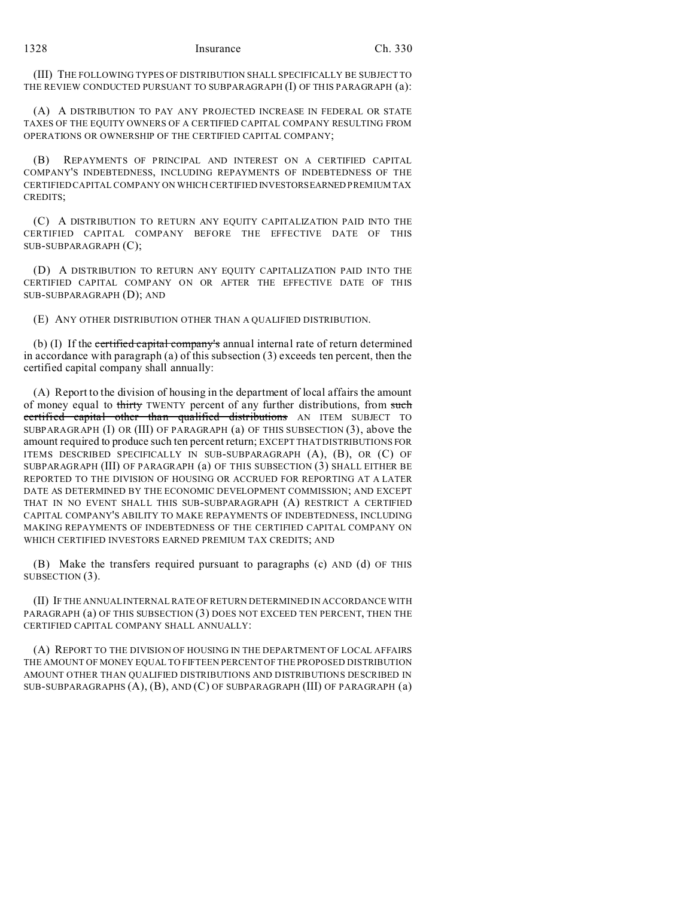(III) THE FOLLOWING TYPES OF DISTRIBUTION SHALL SPECIFICALLY BE SUBJECT TO THE REVIEW CONDUCTED PURSUANT TO SUBPARAGRAPH (I) OF THIS PARAGRAPH (a):

(A) A DISTRIBUTION TO PAY ANY PROJECTED INCREASE IN FEDERAL OR STATE TAXES OF THE EQUITY OWNERS OF A CERTIFIED CAPITAL COMPANY RESULTING FROM OPERATIONS OR OWNERSHIP OF THE CERTIFIED CAPITAL COMPANY;

(B) REPAYMENTS OF PRINCIPAL AND INTEREST ON A CERTIFIED CAPITAL COMPANY'S INDEBTEDNESS, INCLUDING REPAYMENTS OF INDEBTEDNESS OF THE CERTIFIED CAPITAL COMPANY ON WHICH CERTIFIED INVESTORS EARNED PREMIUM TAX CREDITS;

(C) A DISTRIBUTION TO RETURN ANY EQUITY CAPITALIZATION PAID INTO THE CERTIFIED CAPITAL COMPANY BEFORE THE EFFECTIVE DATE OF THIS SUB-SUBPARAGRAPH (C);

(D) A DISTRIBUTION TO RETURN ANY EQUITY CAPITALIZATION PAID INTO THE CERTIFIED CAPITAL COMPANY ON OR AFTER THE EFFECTIVE DATE OF THIS SUB-SUBPARAGRAPH (D); AND

(E) ANY OTHER DISTRIBUTION OTHER THAN A QUALIFIED DISTRIBUTION.

(b) (I) If the ~~certified capital company's~~ annual internal rate of return determined in accordance with paragraph (a) of this subsection (3) exceeds ten percent, then the certified capital company shall annually:

(A) Report to the division of housing in the department of local affairs the amount of money equal to ~~thirty~~ TWENTY percent of any further distributions, from ~~such certified capital other than qualified distributions~~ AN ITEM SUBJECT TO SUBPARAGRAPH (I) OR (III) OF PARAGRAPH (a) OF THIS SUBSECTION (3), above the amount required to produce such ten percent return; EXCEPT THAT DISTRIBUTIONS FOR ITEMS DESCRIBED SPECIFICALLY IN SUB-SUBPARAGRAPH (A), (B), OR (C) OF SUBPARAGRAPH (III) OF PARAGRAPH (a) OF THIS SUBSECTION (3) SHALL EITHER BE REPORTED TO THE DIVISION OF HOUSING OR ACCRUED FOR REPORTING AT A LATER DATE AS DETERMINED BY THE ECONOMIC DEVELOPMENT COMMISSION; AND EXCEPT THAT IN NO EVENT SHALL THIS SUB-SUBPARAGRAPH (A) RESTRICT A CERTIFIED CAPITAL COMPANY'S ABILITY TO MAKE REPAYMENTS OF INDEBTEDNESS, INCLUDING MAKING REPAYMENTS OF INDEBTEDNESS OF THE CERTIFIED CAPITAL COMPANY ON WHICH CERTIFIED INVESTORS EARNED PREMIUM TAX CREDITS; AND

(B) Make the transfers required pursuant to paragraphs (c) AND (d) OF THIS SUBSECTION (3).

(II) IF THE ANNUAL INTERNAL RATE OF RETURN DETERMINED IN ACCORDANCE WITH PARAGRAPH (a) OF THIS SUBSECTION (3) DOES NOT EXCEED TEN PERCENT, THEN THE CERTIFIED CAPITAL COMPANY SHALL ANNUALLY:

(A) REPORT TO THE DIVISION OF HOUSING IN THE DEPARTMENT OF LOCAL AFFAIRS THE AMOUNT OF MONEY EQUAL TO FIFTEEN PERCENT OF THE PROPOSED DISTRIBUTION AMOUNT OTHER THAN QUALIFIED DISTRIBUTIONS AND DISTRIBUTIONS DESCRIBED IN SUB-SUBPARAGRAPHS (A), (B), AND (C) OF SUBPARAGRAPH (III) OF PARAGRAPH (a)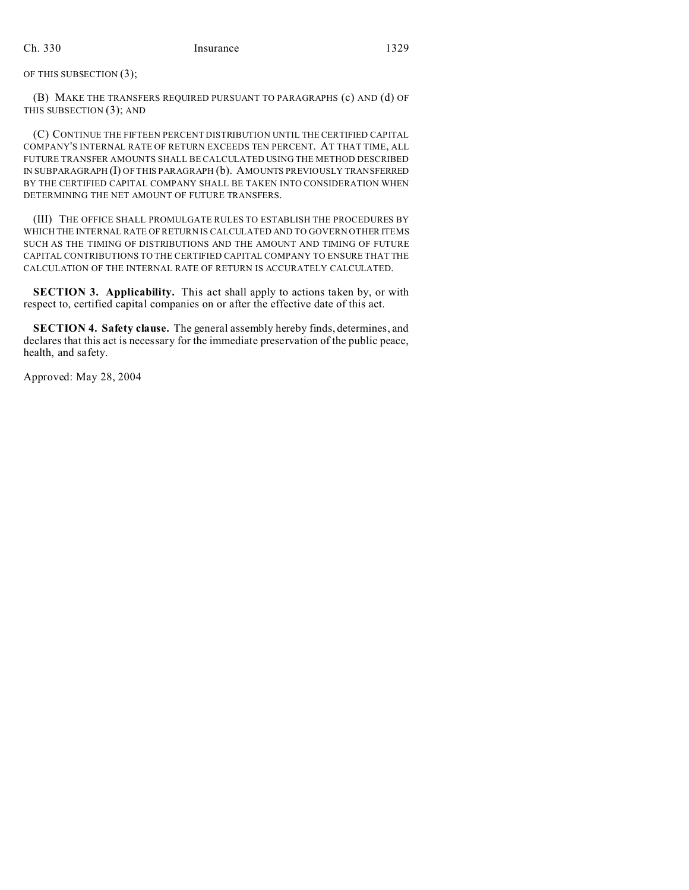OF THIS SUBSECTION (3);

(B) MAKE THE TRANSFERS REQUIRED PURSUANT TO PARAGRAPHS (c) AND (d) OF THIS SUBSECTION (3); AND

(C) CONTINUE THE FIFTEEN PERCENT DISTRIBUTION UNTIL THE CERTIFIED CAPITAL COMPANY'S INTERNAL RATE OF RETURN EXCEEDS TEN PERCENT. AT THAT TIME, ALL FUTURE TRANSFER AMOUNTS SHALL BE CALCULATED USING THE METHOD DESCRIBED IN SUBPARAGRAPH (I) OF THIS PARAGRAPH (b). AMOUNTS PREVIOUSLY TRANSFERRED BY THE CERTIFIED CAPITAL COMPANY SHALL BE TAKEN INTO CONSIDERATION WHEN DETERMINING THE NET AMOUNT OF FUTURE TRANSFERS.

(III) THE OFFICE SHALL PROMULGATE RULES TO ESTABLISH THE PROCEDURES BY WHICH THE INTERNAL RATE OF RETURN IS CALCULATED AND TO GOVERN OTHER ITEMS SUCH AS THE TIMING OF DISTRIBUTIONS AND THE AMOUNT AND TIMING OF FUTURE CAPITAL CONTRIBUTIONS TO THE CERTIFIED CAPITAL COMPANY TO ENSURE THAT THE CALCULATION OF THE INTERNAL RATE OF RETURN IS ACCURATELY CALCULATED.

**SECTION 3. Applicability.** This act shall apply to actions taken by, or with respect to, certified capital companies on or after the effective date of this act.

**SECTION 4. Safety clause.** The general assembly hereby finds, determines, and declares that this act is necessary for the immediate preservation of the public peace, health, and safety.

Approved: May 28, 2004